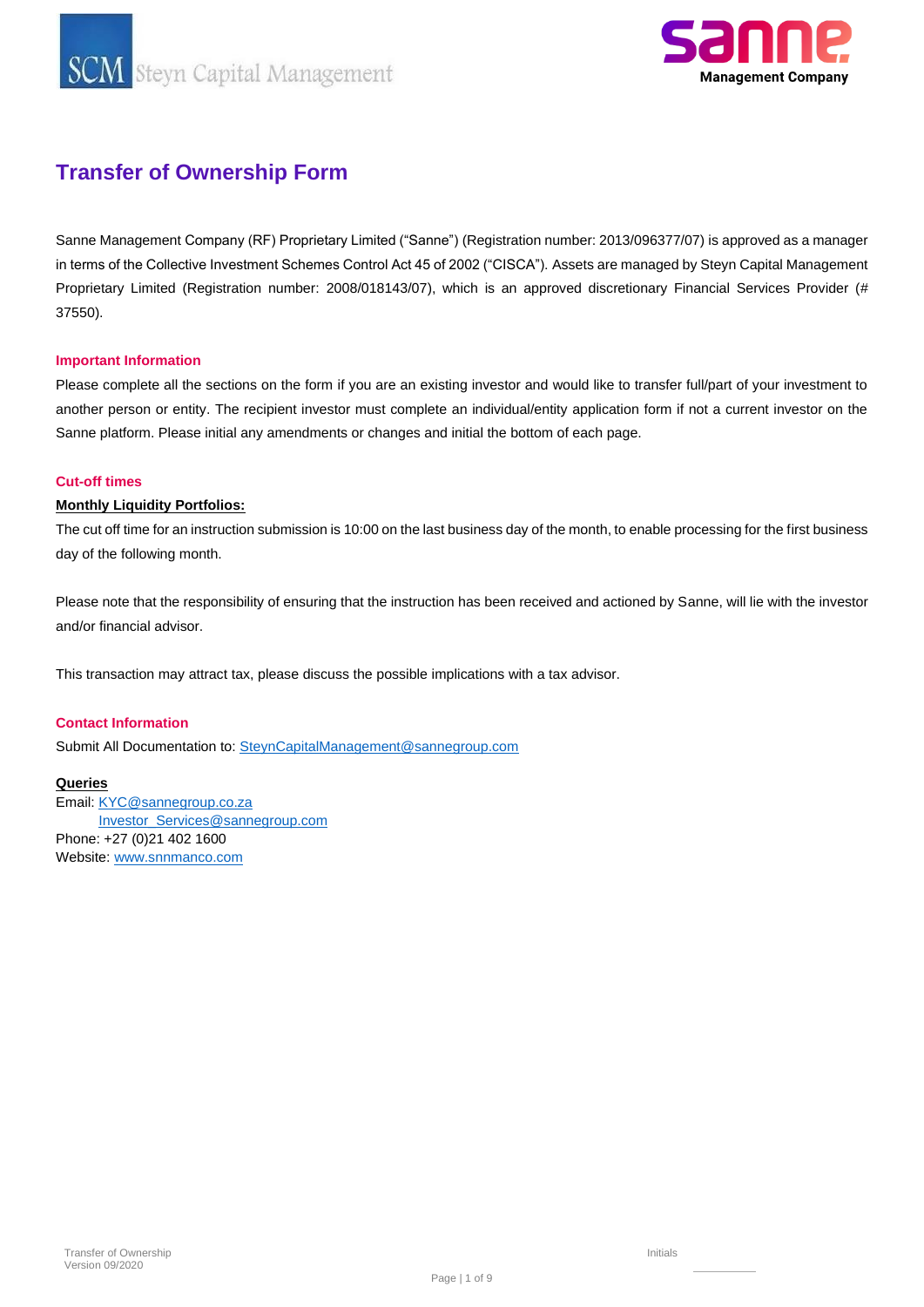# Transfer of Ownership Form

Sanne Management Company (RF) Proprietary Limited (“Sanne”) (Registration number: 2013/096377/07) is approved as a manager in terms of the Collective Investment Schemes Control Act 45 of 2002 (“CISCA”). Assets are managed by Steyn Capital Management Proprietary Limited (Registration number: 2008/018143/07), which is an approved discretionary Financial Services Provider (# 37550).

### Important Information

Please complete all the sections on the form if you are an existing investor and would like to transfer full/part of your investment to another person or entity. The recipient investor must complete an individual/entity application form if not a current investor on the Sanne platform. Please initial any amendments or changes and initial the bottom of each page.

### Cut-off times

**Monthly Liquidity Portfolios:**

The cut off time for an instruction submission is 10:00 on the last business day of the month, to enable processing for the first business day of the following month.

Please note that the responsibility of ensuring that the instruction has been received and actioned by Sanne, will lie with the investor and/or financial advisor.

This transaction may attract tax, please discuss the possible implications with a tax advisor.

### Contact Information

Submit All Documentation to: SteynCapitalManagement@sannegroup.com

**Queries**

Email: KYC@sannegroup.co.za
Investor_Services@sannegroup.com
Phone: +27 (0)21 402 1600
Website: www.snnmanco.com

Transfer of Ownership
Version 09/2020

Initials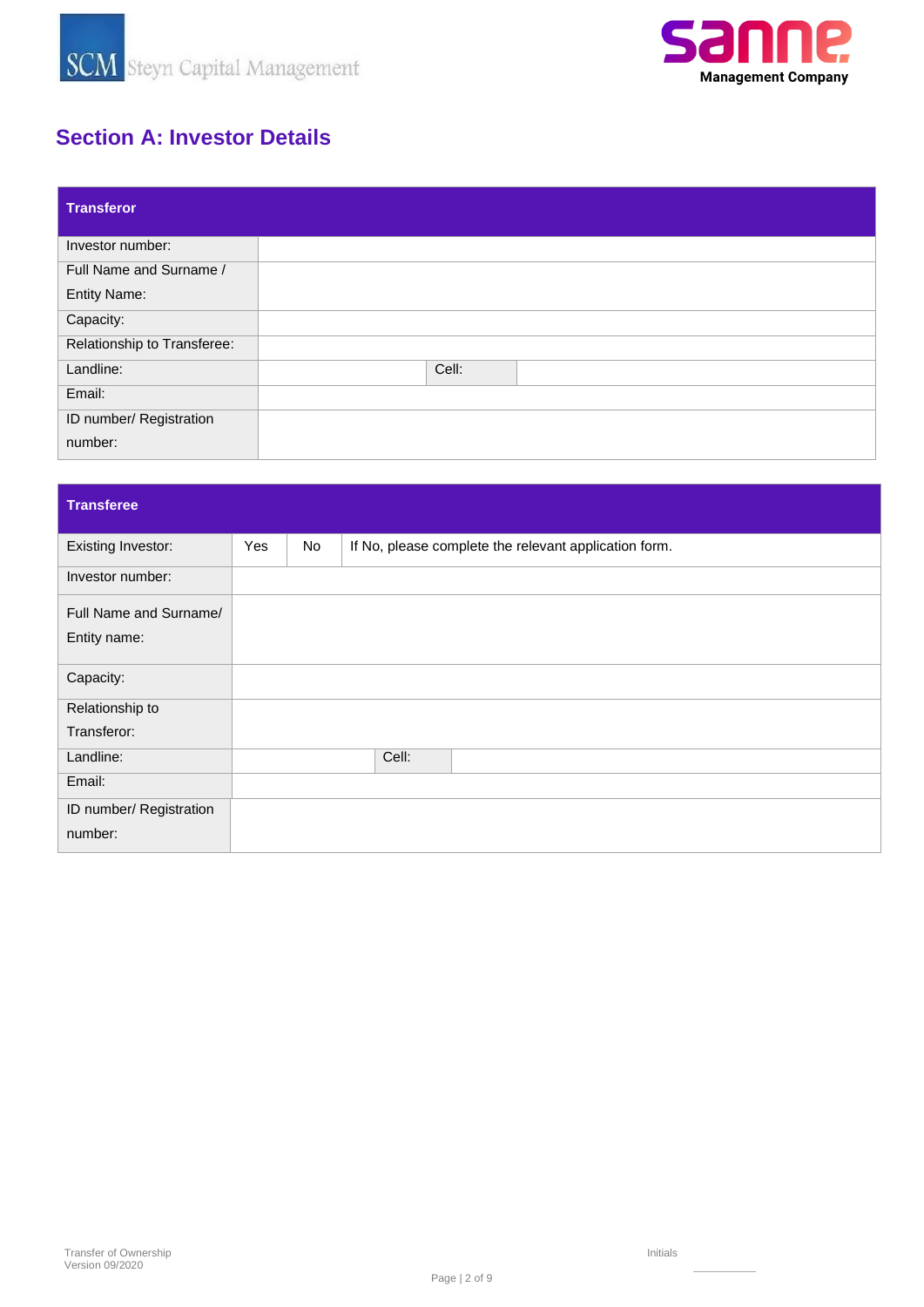## Section A: Investor Details

| Transferor | | | |
|---|---|---|---|
| Investor number: | | | |
| Full Name and Surname / Entity Name: | | | |
| Capacity: | | | |
| Relationship to Transferee: | | | |
| Landline: | | Cell: | |
| Email: | | | |
| ID number/ Registration number: | | | |

| Transferee | | | | | |
|---|---|---|---|---|---|
| Existing Investor: | Yes | No | If No, please complete the relevant application form. | | |
| Investor number: | | | | | |
| Full Name and Surname/ Entity name: | | | | | |
| Capacity: | | | | | |
| Relationship to Transferor: | | | | | |
| Landline: | | | | Cell: | |
| Email: | | | | | |
| ID number/ Registration number: | | | | | |

Transfer of Ownership
Version 09/2020

Initials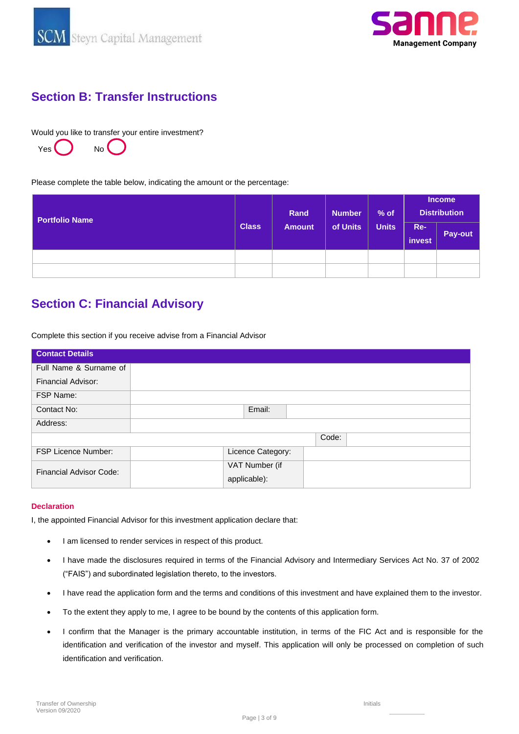## Section B: Transfer Instructions

Would you like to transfer your entire investment?

Yes ◯ No ◯

Please complete the table below, indicating the amount or the percentage:

| Portfolio Name | Class | Rand Amount | Number of Units | % of Units | Income Distribution | |
|---|---|---|---|---|---|---|
| | | | | | Re-invest | Pay-out |
| | | | | | | |
| | | | | | | |

## Section C: Financial Advisory

Complete this section if you receive advise from a Financial Advisor

| Contact Details | | | |
|---|---|---|---|
| Full Name & Surname of Financial Advisor: | | | |
| FSP Name: | | | |
| Contact No: | | Email: | |
| Address: | | | |
| | | Code: | |
| FSP Licence Number: | | Licence Category: | |
| Financial Advisor Code: | | VAT Number (if applicable): | |

**Declaration**

I, the appointed Financial Advisor for this investment application declare that:

- I am licensed to render services in respect of this product.
- I have made the disclosures required in terms of the Financial Advisory and Intermediary Services Act No. 37 of 2002 ("FAIS") and subordinated legislation thereto, to the investors.
- I have read the application form and the terms and conditions of this investment and have explained them to the investor.
- To the extent they apply to me, I agree to be bound by the contents of this application form.
- I confirm that the Manager is the primary accountable institution, in terms of the FIC Act and is responsible for the identification and verification of the investor and myself. This application will only be processed on completion of such identification and verification.

Initials ________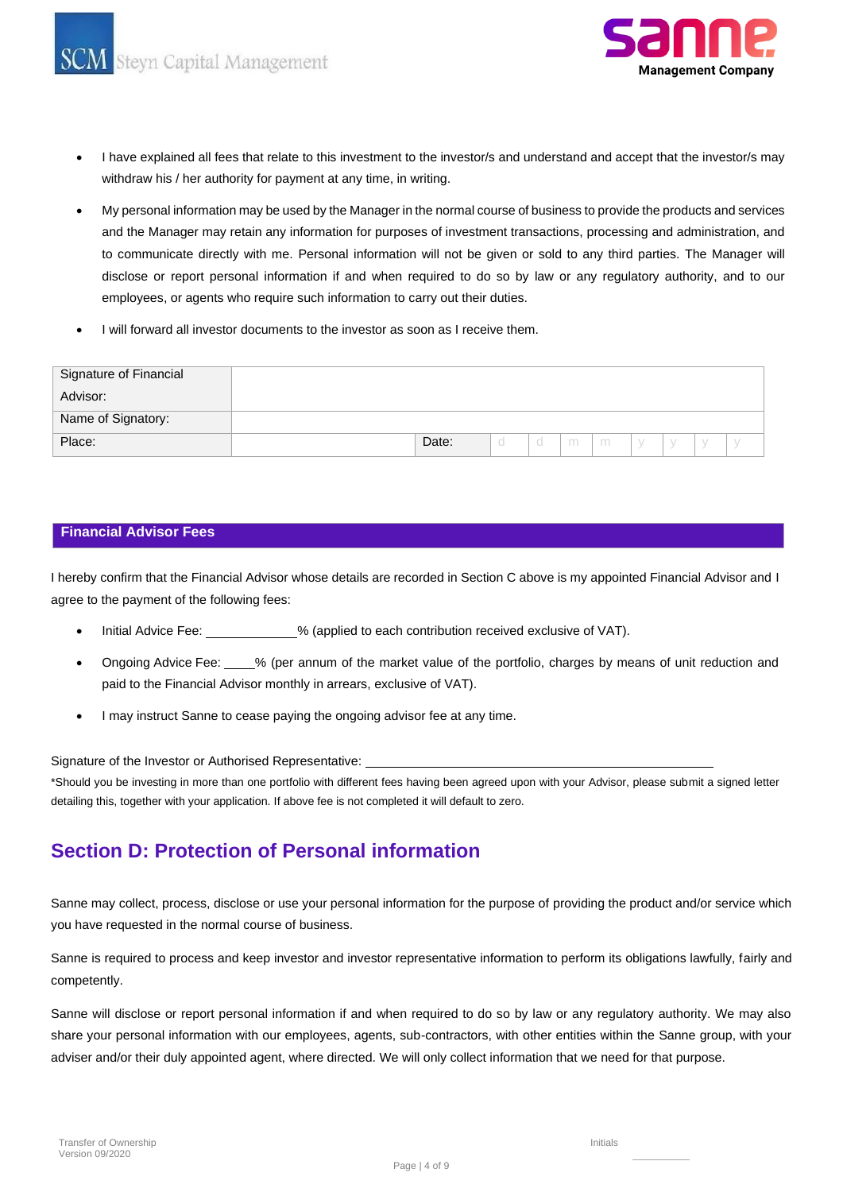- I have explained all fees that relate to this investment to the investor/s and understand and accept that the investor/s may withdraw his / her authority for payment at any time, in writing.
- My personal information may be used by the Manager in the normal course of business to provide the products and services and the Manager may retain any information for purposes of investment transactions, processing and administration, and to communicate directly with me. Personal information will not be given or sold to any third parties. The Manager will disclose or report personal information if and when required to do so by law or any regulatory authority, and to our employees, or agents who require such information to carry out their duties.
- I will forward all investor documents to the investor as soon as I receive them.

| Signature of Financial Advisor: | | | | | | | | | | | |
|---|---|---|---|---|---|---|---|---|---|---|---|
| Name of Signatory: | | | | | | | | | | | |
| Place: | | Date: | d | d | m | m | y | y | y | y |

**Financial Advisor Fees**

I hereby confirm that the Financial Advisor whose details are recorded in Section C above is my appointed Financial Advisor and I agree to the payment of the following fees:

- Initial Advice Fee: ____________% (applied to each contribution received exclusive of VAT).
- Ongoing Advice Fee: ____% (per annum of the market value of the portfolio, charges by means of unit reduction and paid to the Financial Advisor monthly in arrears, exclusive of VAT).
- I may instruct Sanne to cease paying the ongoing advisor fee at any time.

Signature of the Investor or Authorised Representative: ________________________________________

*Should you be investing in more than one portfolio with different fees having been agreed upon with your Advisor, please submit a signed letter detailing this, together with your application. If above fee is not completed it will default to zero.

## Section D: Protection of Personal information

Sanne may collect, process, disclose or use your personal information for the purpose of providing the product and/or service which you have requested in the normal course of business.

Sanne is required to process and keep investor and investor representative information to perform its obligations lawfully, fairly and competently.

Sanne will disclose or report personal information if and when required to do so by law or any regulatory authority. We may also share your personal information with our employees, agents, sub-contractors, with other entities within the Sanne group, with your adviser and/or their duly appointed agent, where directed. We will only collect information that we need for that purpose.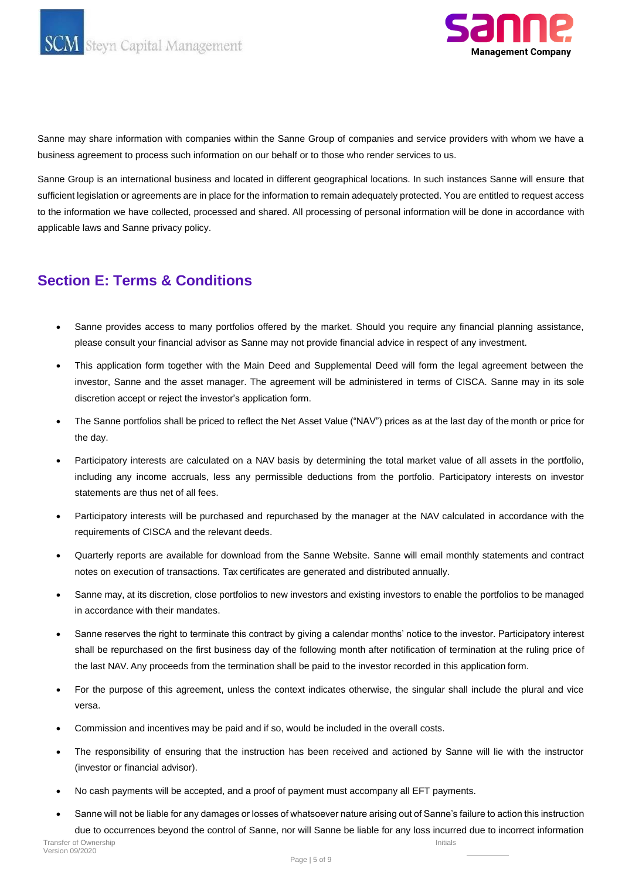Sanne may share information with companies within the Sanne Group of companies and service providers with whom we have a business agreement to process such information on our behalf or to those who render services to us.

Sanne Group is an international business and located in different geographical locations. In such instances Sanne will ensure that sufficient legislation or agreements are in place for the information to remain adequately protected. You are entitled to request access to the information we have collected, processed and shared. All processing of personal information will be done in accordance with applicable laws and Sanne privacy policy.

## Section E: Terms & Conditions

- Sanne provides access to many portfolios offered by the market. Should you require any financial planning assistance, please consult your financial advisor as Sanne may not provide financial advice in respect of any investment.
- This application form together with the Main Deed and Supplemental Deed will form the legal agreement between the investor, Sanne and the asset manager. The agreement will be administered in terms of CISCA. Sanne may in its sole discretion accept or reject the investor's application form.
- The Sanne portfolios shall be priced to reflect the Net Asset Value ("NAV") prices as at the last day of the month or price for the day.
- Participatory interests are calculated on a NAV basis by determining the total market value of all assets in the portfolio, including any income accruals, less any permissible deductions from the portfolio. Participatory interests on investor statements are thus net of all fees.
- Participatory interests will be purchased and repurchased by the manager at the NAV calculated in accordance with the requirements of CISCA and the relevant deeds.
- Quarterly reports are available for download from the Sanne Website. Sanne will email monthly statements and contract notes on execution of transactions. Tax certificates are generated and distributed annually.
- Sanne may, at its discretion, close portfolios to new investors and existing investors to enable the portfolios to be managed in accordance with their mandates.
- Sanne reserves the right to terminate this contract by giving a calendar months' notice to the investor. Participatory interest shall be repurchased on the first business day of the following month after notification of termination at the ruling price of the last NAV. Any proceeds from the termination shall be paid to the investor recorded in this application form.
- For the purpose of this agreement, unless the context indicates otherwise, the singular shall include the plural and vice versa.
- Commission and incentives may be paid and if so, would be included in the overall costs.
- The responsibility of ensuring that the instruction has been received and actioned by Sanne will lie with the instructor (investor or financial advisor).
- No cash payments will be accepted, and a proof of payment must accompany all EFT payments.
- Sanne will not be liable for any damages or losses of whatsoever nature arising out of Sanne's failure to action this instruction due to occurrences beyond the control of Sanne, nor will Sanne be liable for any loss incurred due to incorrect information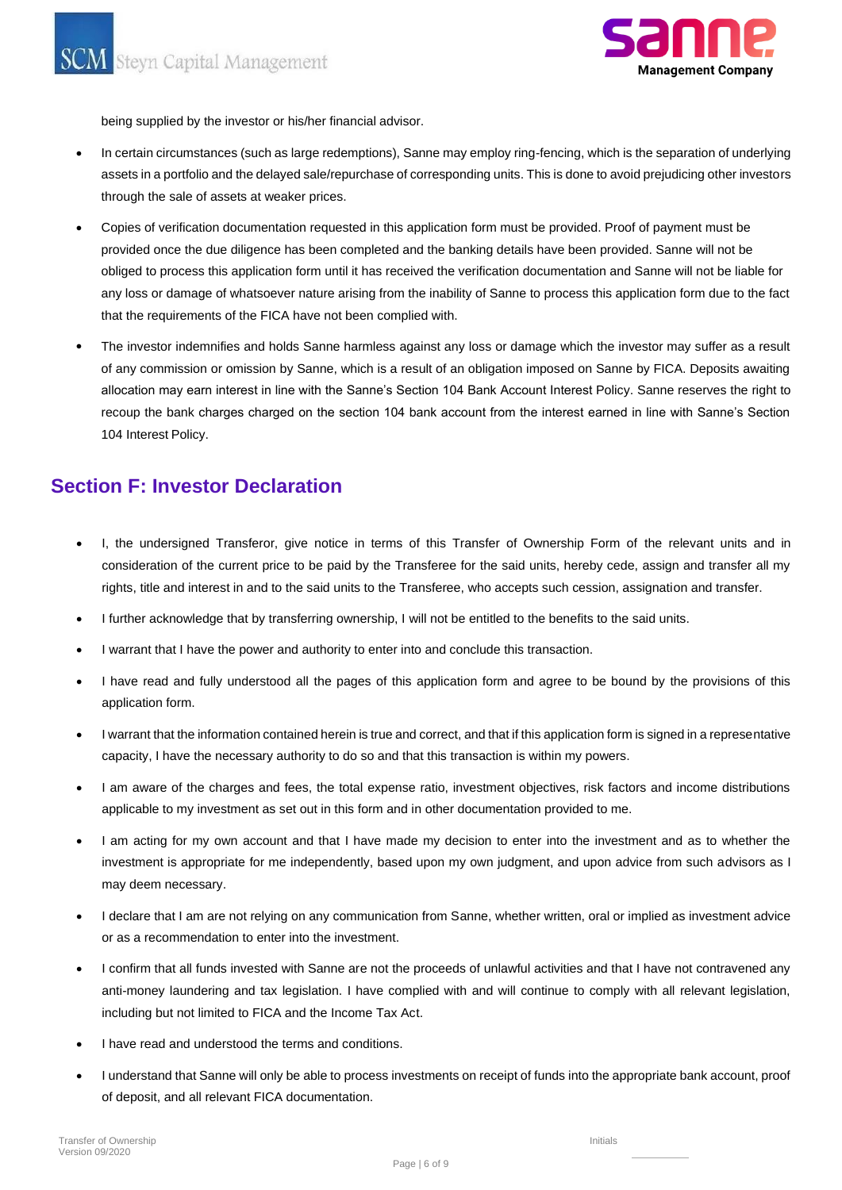being supplied by the investor or his/her financial advisor.

- In certain circumstances (such as large redemptions), Sanne may employ ring-fencing, which is the separation of underlying assets in a portfolio and the delayed sale/repurchase of corresponding units. This is done to avoid prejudicing other investors through the sale of assets at weaker prices.
- Copies of verification documentation requested in this application form must be provided. Proof of payment must be provided once the due diligence has been completed and the banking details have been provided. Sanne will not be obliged to process this application form until it has received the verification documentation and Sanne will not be liable for any loss or damage of whatsoever nature arising from the inability of Sanne to process this application form due to the fact that the requirements of the FICA have not been complied with.
- The investor indemnifies and holds Sanne harmless against any loss or damage which the investor may suffer as a result of any commission or omission by Sanne, which is a result of an obligation imposed on Sanne by FICA. Deposits awaiting allocation may earn interest in line with the Sanne's Section 104 Bank Account Interest Policy. Sanne reserves the right to recoup the bank charges charged on the section 104 bank account from the interest earned in line with Sanne's Section 104 Interest Policy.

## Section F: Investor Declaration

- I, the undersigned Transferor, give notice in terms of this Transfer of Ownership Form of the relevant units and in consideration of the current price to be paid by the Transferee for the said units, hereby cede, assign and transfer all my rights, title and interest in and to the said units to the Transferee, who accepts such cession, assignation and transfer.
- I further acknowledge that by transferring ownership, I will not be entitled to the benefits to the said units.
- I warrant that I have the power and authority to enter into and conclude this transaction.
- I have read and fully understood all the pages of this application form and agree to be bound by the provisions of this application form.
- I warrant that the information contained herein is true and correct, and that if this application form is signed in a representative capacity, I have the necessary authority to do so and that this transaction is within my powers.
- I am aware of the charges and fees, the total expense ratio, investment objectives, risk factors and income distributions applicable to my investment as set out in this form and in other documentation provided to me.
- I am acting for my own account and that I have made my decision to enter into the investment and as to whether the investment is appropriate for me independently, based upon my own judgment, and upon advice from such advisors as I may deem necessary.
- I declare that I am are not relying on any communication from Sanne, whether written, oral or implied as investment advice or as a recommendation to enter into the investment.
- I confirm that all funds invested with Sanne are not the proceeds of unlawful activities and that I have not contravened any anti-money laundering and tax legislation. I have complied with and will continue to comply with all relevant legislation, including but not limited to FICA and the Income Tax Act.
- I have read and understood the terms and conditions.
- I understand that Sanne will only be able to process investments on receipt of funds into the appropriate bank account, proof of deposit, and all relevant FICA documentation.

Initials ____________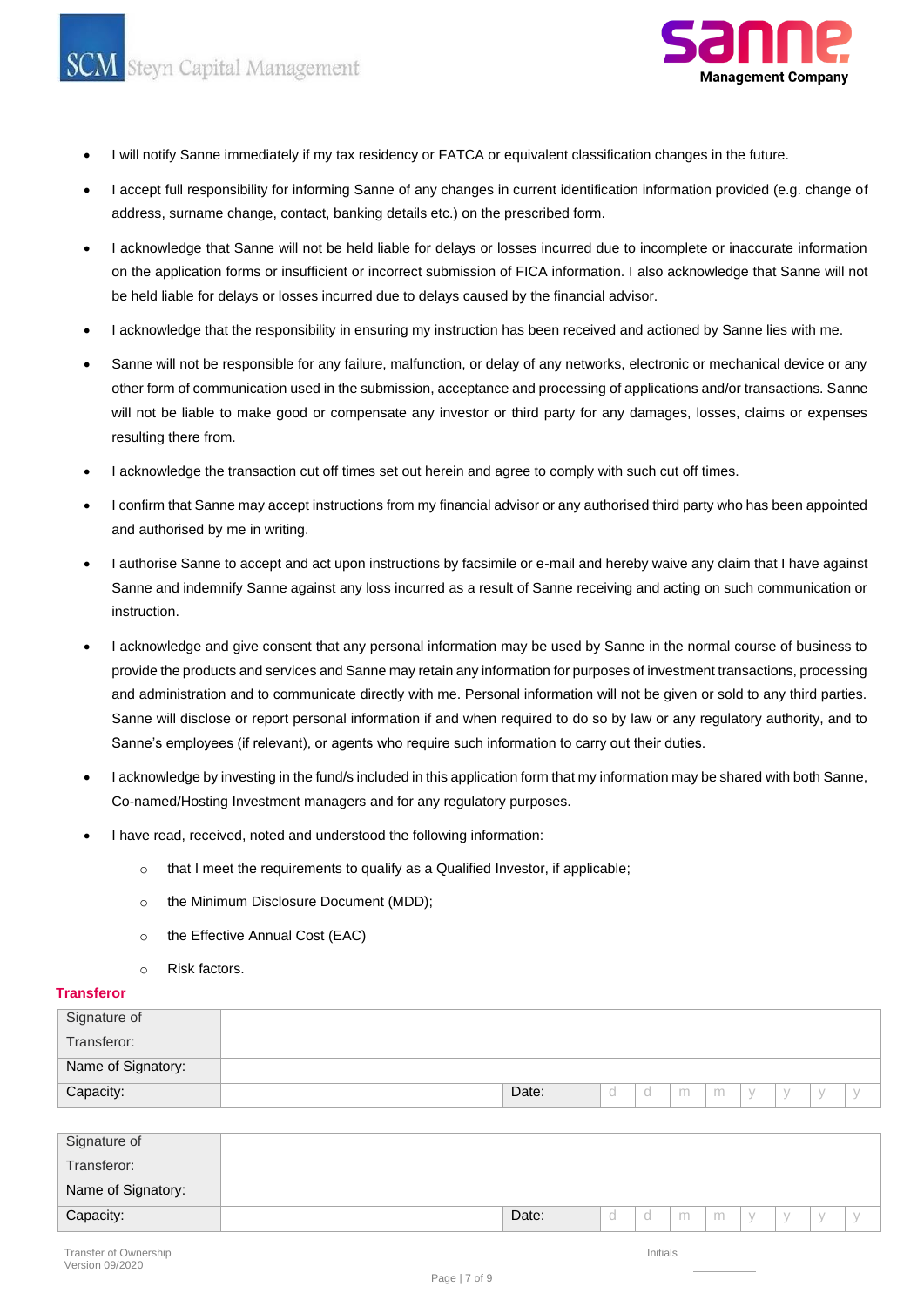- I will notify Sanne immediately if my tax residency or FATCA or equivalent classification changes in the future.
- I accept full responsibility for informing Sanne of any changes in current identification information provided (e.g. change of address, surname change, contact, banking details etc.) on the prescribed form.
- I acknowledge that Sanne will not be held liable for delays or losses incurred due to incomplete or inaccurate information on the application forms or insufficient or incorrect submission of FICA information. I also acknowledge that Sanne will not be held liable for delays or losses incurred due to delays caused by the financial advisor.
- I acknowledge that the responsibility in ensuring my instruction has been received and actioned by Sanne lies with me.
- Sanne will not be responsible for any failure, malfunction, or delay of any networks, electronic or mechanical device or any other form of communication used in the submission, acceptance and processing of applications and/or transactions. Sanne will not be liable to make good or compensate any investor or third party for any damages, losses, claims or expenses resulting there from.
- I acknowledge the transaction cut off times set out herein and agree to comply with such cut off times.
- I confirm that Sanne may accept instructions from my financial advisor or any authorised third party who has been appointed and authorised by me in writing.
- I authorise Sanne to accept and act upon instructions by facsimile or e-mail and hereby waive any claim that I have against Sanne and indemnify Sanne against any loss incurred as a result of Sanne receiving and acting on such communication or instruction.
- I acknowledge and give consent that any personal information may be used by Sanne in the normal course of business to provide the products and services and Sanne may retain any information for purposes of investment transactions, processing and administration and to communicate directly with me. Personal information will not be given or sold to any third parties. Sanne will disclose or report personal information if and when required to do so by law or any regulatory authority, and to Sanne's employees (if relevant), or agents who require such information to carry out their duties.
- I acknowledge by investing in the fund/s included in this application form that my information may be shared with both Sanne, Co-named/Hosting Investment managers and for any regulatory purposes.
- I have read, received, noted and understood the following information:
  - that I meet the requirements to qualify as a Qualified Investor, if applicable;
  - the Minimum Disclosure Document (MDD);
  - the Effective Annual Cost (EAC)
  - Risk factors.

**Transferor**

| Signature of Transferor: | | | | | | | | | | |
|---|---|---|---|---|---|---|---|---|---|---|
| Name of Signatory: | | | | | | | | | | |
| Capacity: | | Date: | d | d | m | m | y | y | y | y |

| Signature of Transferor: | | | | | | | | | | |
|---|---|---|---|---|---|---|---|---|---|---|
| Name of Signatory: | | | | | | | | | | |
| Capacity: | | Date: | d | d | m | m | y | y | y | y |

Transfer of Ownership
Version 09/2020

Initials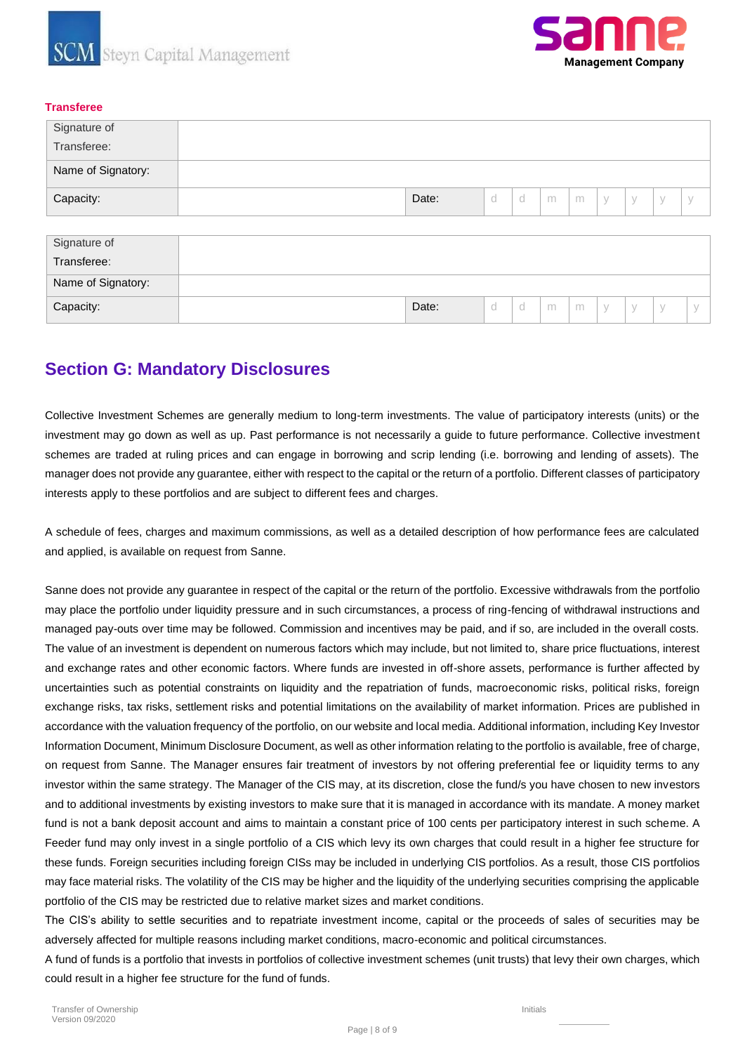**Transferee**

| Signature of Transferee: | | | | | | | | | | |
|---|---|---|---|---|---|---|---|---|---|---|
| Name of Signatory: | | | | | | | | | | |
| Capacity: | | Date: | d | d | m | m | y | y | y | y |

| Signature of Transferee: | | | | | | | | | | |
|---|---|---|---|---|---|---|---|---|---|---|
| Name of Signatory: | | | | | | | | | | |
| Capacity: | | Date: | d | d | m | m | y | y | y | y |

## Section G: Mandatory Disclosures

Collective Investment Schemes are generally medium to long-term investments. The value of participatory interests (units) or the investment may go down as well as up. Past performance is not necessarily a guide to future performance. Collective investment schemes are traded at ruling prices and can engage in borrowing and scrip lending (i.e. borrowing and lending of assets). The manager does not provide any guarantee, either with respect to the capital or the return of a portfolio. Different classes of participatory interests apply to these portfolios and are subject to different fees and charges.

A schedule of fees, charges and maximum commissions, as well as a detailed description of how performance fees are calculated and applied, is available on request from Sanne.

Sanne does not provide any guarantee in respect of the capital or the return of the portfolio. Excessive withdrawals from the portfolio may place the portfolio under liquidity pressure and in such circumstances, a process of ring-fencing of withdrawal instructions and managed pay-outs over time may be followed. Commission and incentives may be paid, and if so, are included in the overall costs. The value of an investment is dependent on numerous factors which may include, but not limited to, share price fluctuations, interest and exchange rates and other economic factors. Where funds are invested in off-shore assets, performance is further affected by uncertainties such as potential constraints on liquidity and the repatriation of funds, macroeconomic risks, political risks, foreign exchange risks, tax risks, settlement risks and potential limitations on the availability of market information. Prices are published in accordance with the valuation frequency of the portfolio, on our website and local media. Additional information, including Key Investor Information Document, Minimum Disclosure Document, as well as other information relating to the portfolio is available, free of charge, on request from Sanne. The Manager ensures fair treatment of investors by not offering preferential fee or liquidity terms to any investor within the same strategy. The Manager of the CIS may, at its discretion, close the fund/s you have chosen to new investors and to additional investments by existing investors to make sure that it is managed in accordance with its mandate. A money market fund is not a bank deposit account and aims to maintain a constant price of 100 cents per participatory interest in such scheme. A Feeder fund may only invest in a single portfolio of a CIS which levy its own charges that could result in a higher fee structure for these funds. Foreign securities including foreign CISs may be included in underlying CIS portfolios. As a result, those CIS portfolios may face material risks. The volatility of the CIS may be higher and the liquidity of the underlying securities comprising the applicable portfolio of the CIS may be restricted due to relative market sizes and market conditions.
The CIS's ability to settle securities and to repatriate investment income, capital or the proceeds of sales of securities may be adversely affected for multiple reasons including market conditions, macro-economic and political circumstances.
A fund of funds is a portfolio that invests in portfolios of collective investment schemes (unit trusts) that levy their own charges, which could result in a higher fee structure for the fund of funds.

Initials ____________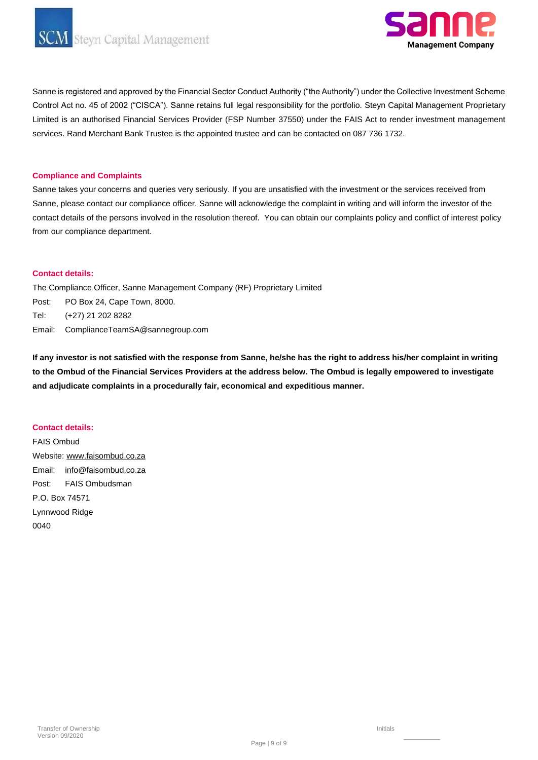Sanne is registered and approved by the Financial Sector Conduct Authority ("the Authority") under the Collective Investment Scheme Control Act no. 45 of 2002 ("CISCA"). Sanne retains full legal responsibility for the portfolio. Steyn Capital Management Proprietary Limited is an authorised Financial Services Provider (FSP Number 37550) under the FAIS Act to render investment management services. Rand Merchant Bank Trustee is the appointed trustee and can be contacted on 087 736 1732.

## Compliance and Complaints

Sanne takes your concerns and queries very seriously. If you are unsatisfied with the investment or the services received from Sanne, please contact our compliance officer. Sanne will acknowledge the complaint in writing and will inform the investor of the contact details of the persons involved in the resolution thereof. You can obtain our complaints policy and conflict of interest policy from our compliance department.

## Contact details:

The Compliance Officer, Sanne Management Company (RF) Proprietary Limited

Post: PO Box 24, Cape Town, 8000.

Tel: (+27) 21 202 8282

Email: ComplianceTeamSA@sannegroup.com

**If any investor is not satisfied with the response from Sanne, he/she has the right to address his/her complaint in writing to the Ombud of the Financial Services Providers at the address below. The Ombud is legally empowered to investigate and adjudicate complaints in a procedurally fair, economical and expeditious manner.**

## Contact details:

FAIS Ombud

Website: www.faisombud.co.za

Email: info@faisombud.co.za

Post: FAIS Ombudsman

P.O. Box 74571

Lynnwood Ridge

0040

Transfer of Ownership
Version 09/2020

Initials